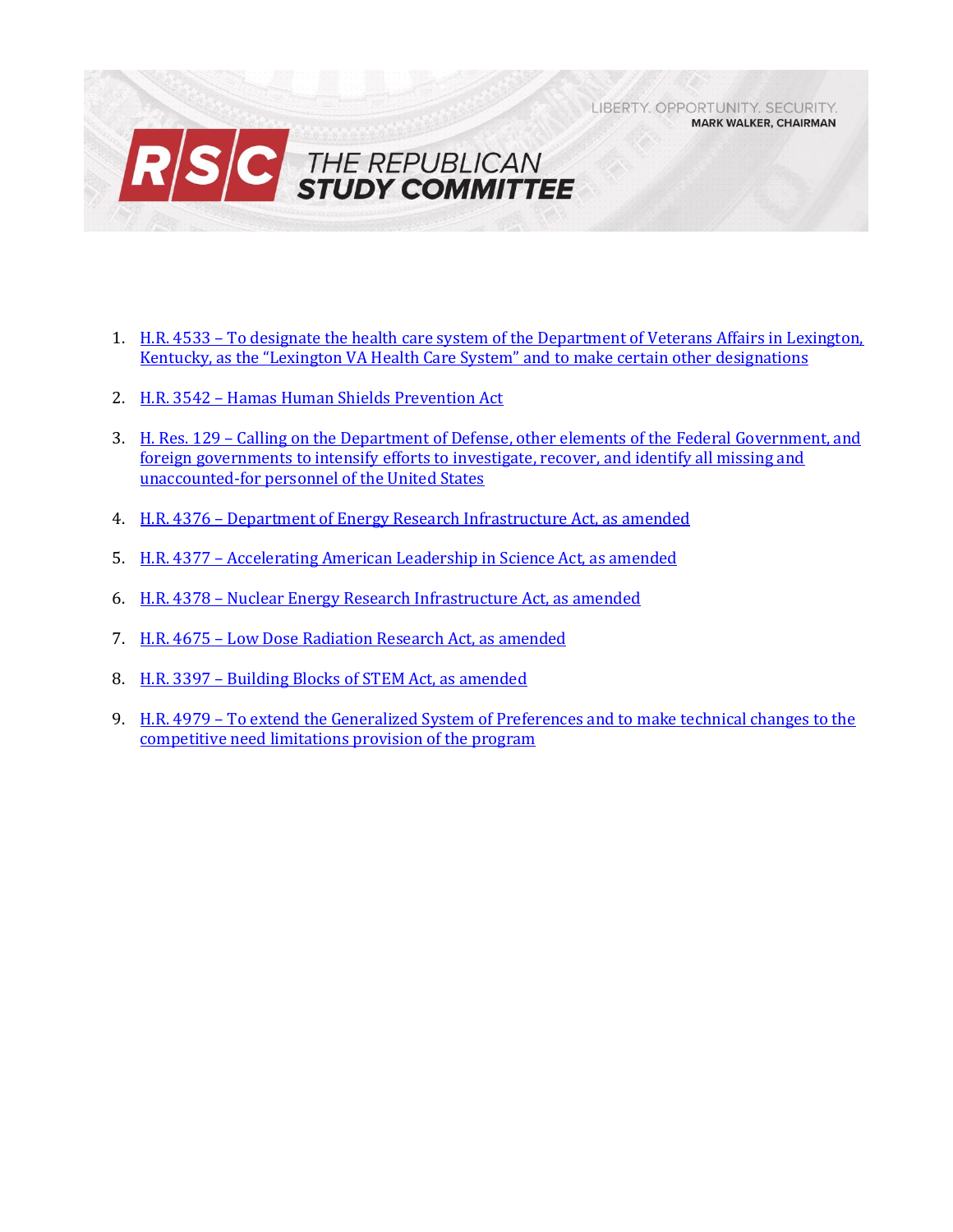LIBERTY. OPPORTUNITY. SECURITY.
**MARK WALKER, CHAIRMAN**

# THE REPUBLICAN STUDY COMMITTEE

1. H.R. 4533 – To designate the health care system of the Department of Veterans Affairs in Lexington, Kentucky, as the "Lexington VA Health Care System" and to make certain other designations

2. H.R. 3542 – Hamas Human Shields Prevention Act

3. H. Res. 129 – Calling on the Department of Defense, other elements of the Federal Government, and foreign governments to intensify efforts to investigate, recover, and identify all missing and unaccounted-for personnel of the United States

4. H.R. 4376 – Department of Energy Research Infrastructure Act, as amended

5. H.R. 4377 – Accelerating American Leadership in Science Act, as amended

6. H.R. 4378 – Nuclear Energy Research Infrastructure Act, as amended

7. H.R. 4675 – Low Dose Radiation Research Act, as amended

8. H.R. 3397 – Building Blocks of STEM Act, as amended

9. H.R. 4979 – To extend the Generalized System of Preferences and to make technical changes to the competitive need limitations provision of the program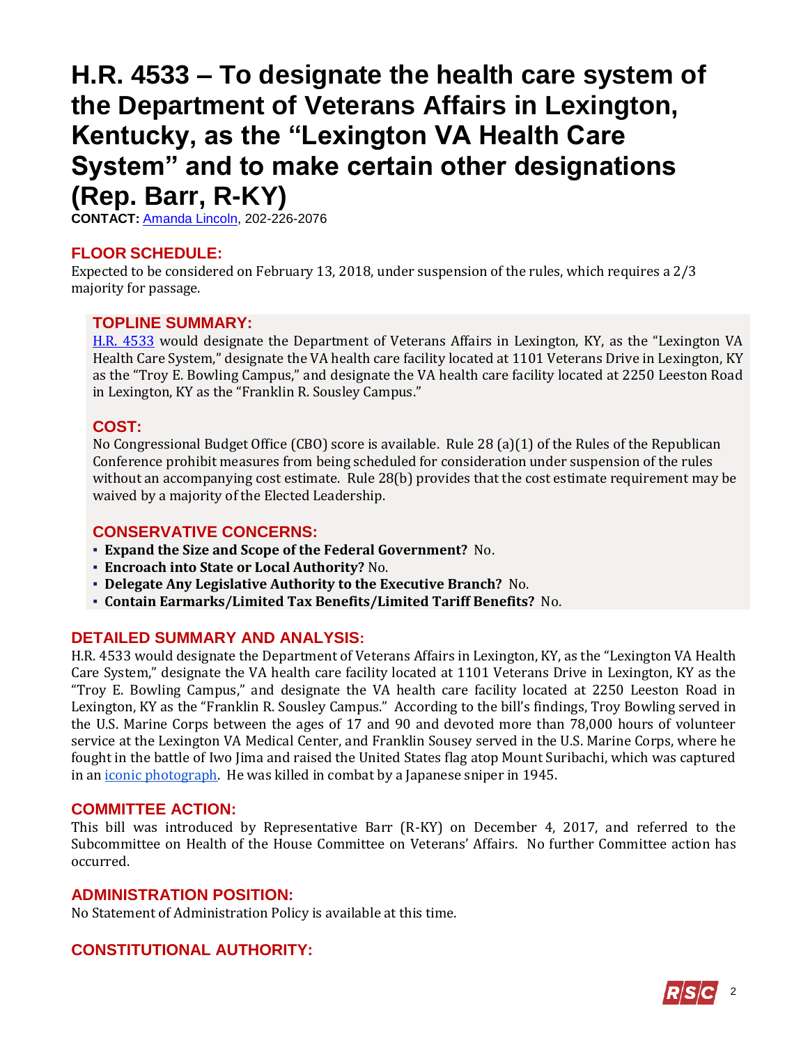# H.R. 4533 – To designate the health care system of the Department of Veterans Affairs in Lexington, Kentucky, as the "Lexington VA Health Care System" and to make certain other designations (Rep. Barr, R-KY)

**CONTACT:** Amanda Lincoln, 202-226-2076

## FLOOR SCHEDULE:

Expected to be considered on February 13, 2018, under suspension of the rules, which requires a 2/3 majority for passage.

## TOPLINE SUMMARY:

H.R. 4533 would designate the Department of Veterans Affairs in Lexington, KY, as the "Lexington VA Health Care System," designate the VA health care facility located at 1101 Veterans Drive in Lexington, KY as the "Troy E. Bowling Campus," and designate the VA health care facility located at 2250 Leeston Road in Lexington, KY as the "Franklin R. Sousley Campus."

## COST:

No Congressional Budget Office (CBO) score is available. Rule 28 (a)(1) of the Rules of the Republican Conference prohibit measures from being scheduled for consideration under suspension of the rules without an accompanying cost estimate. Rule 28(b) provides that the cost estimate requirement may be waived by a majority of the Elected Leadership.

## CONSERVATIVE CONCERNS:

- **Expand the Size and Scope of the Federal Government?** No.
- **Encroach into State or Local Authority?** No.
- **Delegate Any Legislative Authority to the Executive Branch?** No.
- **Contain Earmarks/Limited Tax Benefits/Limited Tariff Benefits?** No.

## DETAILED SUMMARY AND ANALYSIS:

H.R. 4533 would designate the Department of Veterans Affairs in Lexington, KY, as the "Lexington VA Health Care System," designate the VA health care facility located at 1101 Veterans Drive in Lexington, KY as the "Troy E. Bowling Campus," and designate the VA health care facility located at 2250 Leeston Road in Lexington, KY as the "Franklin R. Sousley Campus." According to the bill's findings, Troy Bowling served in the U.S. Marine Corps between the ages of 17 and 90 and devoted more than 78,000 hours of volunteer service at the Lexington VA Medical Center, and Franklin Sousey served in the U.S. Marine Corps, where he fought in the battle of Iwo Jima and raised the United States flag atop Mount Suribachi, which was captured in an iconic photograph. He was killed in combat by a Japanese sniper in 1945.

## COMMITTEE ACTION:

This bill was introduced by Representative Barr (R-KY) on December 4, 2017, and referred to the Subcommittee on Health of the House Committee on Veterans' Affairs. No further Committee action has occurred.

## ADMINISTRATION POSITION:

No Statement of Administration Policy is available at this time.

## CONSTITUTIONAL AUTHORITY: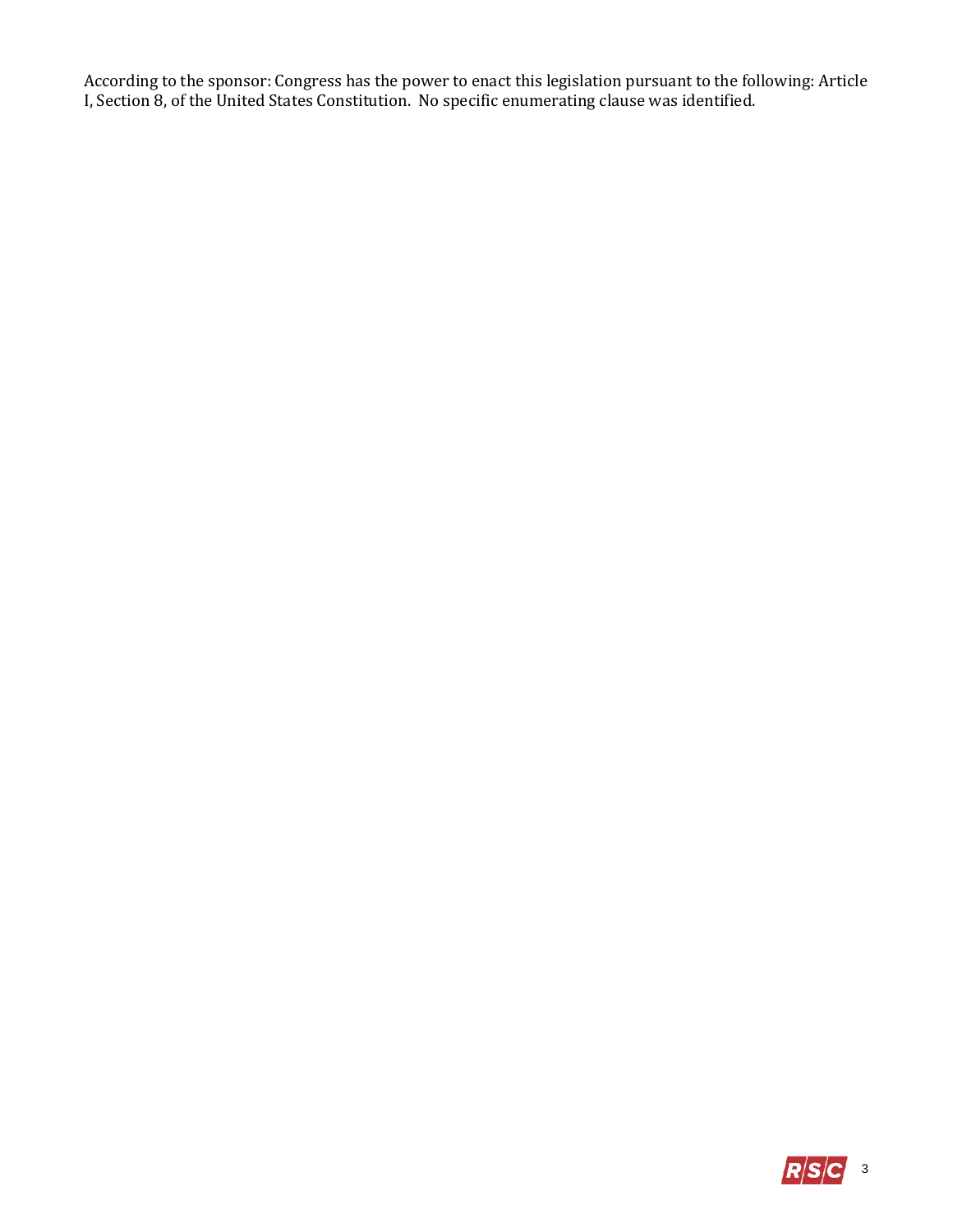According to the sponsor: Congress has the power to enact this legislation pursuant to the following: Article I, Section 8, of the United States Constitution. No specific enumerating clause was identified.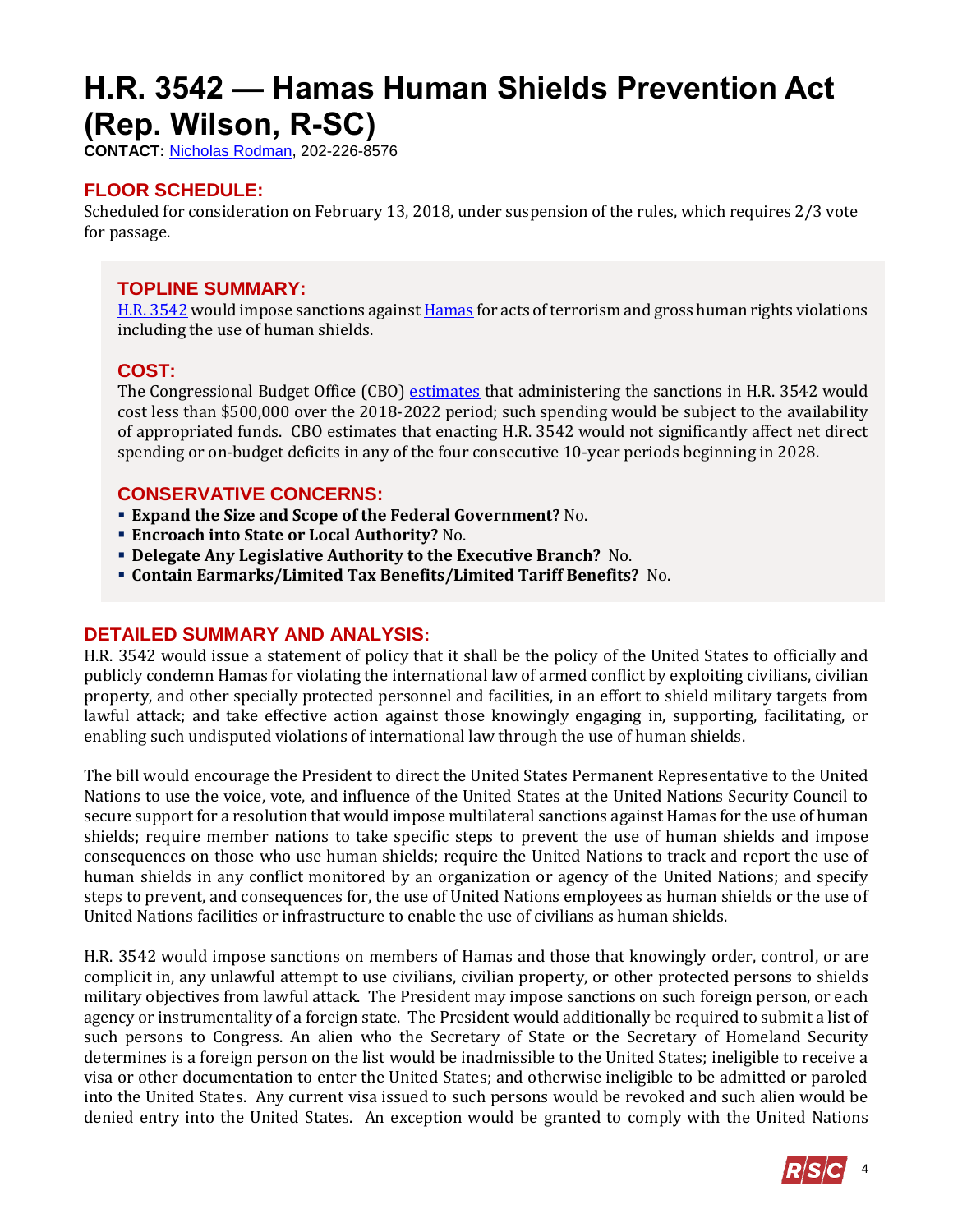# H.R. 3542 — Hamas Human Shields Prevention Act (Rep. Wilson, R-SC)

**CONTACT:** [Nicholas Rodman](), 202-226-8576

## FLOOR SCHEDULE:

Scheduled for consideration on February 13, 2018, under suspension of the rules, which requires 2/3 vote for passage.

## TOPLINE SUMMARY:

[H.R. 3542]() would impose sanctions against [Hamas]() for acts of terrorism and gross human rights violations including the use of human shields.

## COST:

The Congressional Budget Office (CBO) [estimates]() that administering the sanctions in H.R. 3542 would cost less than $500,000 over the 2018-2022 period; such spending would be subject to the availability of appropriated funds. CBO estimates that enacting H.R. 3542 would not significantly affect net direct spending or on-budget deficits in any of the four consecutive 10-year periods beginning in 2028.

## CONSERVATIVE CONCERNS:

- **Expand the Size and Scope of the Federal Government?** No.
- **Encroach into State or Local Authority?** No.
- **Delegate Any Legislative Authority to the Executive Branch?** No.
- **Contain Earmarks/Limited Tax Benefits/Limited Tariff Benefits?** No.

## DETAILED SUMMARY AND ANALYSIS:

H.R. 3542 would issue a statement of policy that it shall be the policy of the United States to officially and publicly condemn Hamas for violating the international law of armed conflict by exploiting civilians, civilian property, and other specially protected personnel and facilities, in an effort to shield military targets from lawful attack; and take effective action against those knowingly engaging in, supporting, facilitating, or enabling such undisputed violations of international law through the use of human shields.

The bill would encourage the President to direct the United States Permanent Representative to the United Nations to use the voice, vote, and influence of the United States at the United Nations Security Council to secure support for a resolution that would impose multilateral sanctions against Hamas for the use of human shields; require member nations to take specific steps to prevent the use of human shields and impose consequences on those who use human shields; require the United Nations to track and report the use of human shields in any conflict monitored by an organization or agency of the United Nations; and specify steps to prevent, and consequences for, the use of United Nations employees as human shields or the use of United Nations facilities or infrastructure to enable the use of civilians as human shields.

H.R. 3542 would impose sanctions on members of Hamas and those that knowingly order, control, or are complicit in, any unlawful attempt to use civilians, civilian property, or other protected persons to shields military objectives from lawful attack. The President may impose sanctions on such foreign person, or each agency or instrumentality of a foreign state. The President would additionally be required to submit a list of such persons to Congress. An alien who the Secretary of State or the Secretary of Homeland Security determines is a foreign person on the list would be inadmissible to the United States; ineligible to receive a visa or other documentation to enter the United States; and otherwise ineligible to be admitted or paroled into the United States. Any current visa issued to such persons would be revoked and such alien would be denied entry into the United States. An exception would be granted to comply with the United Nations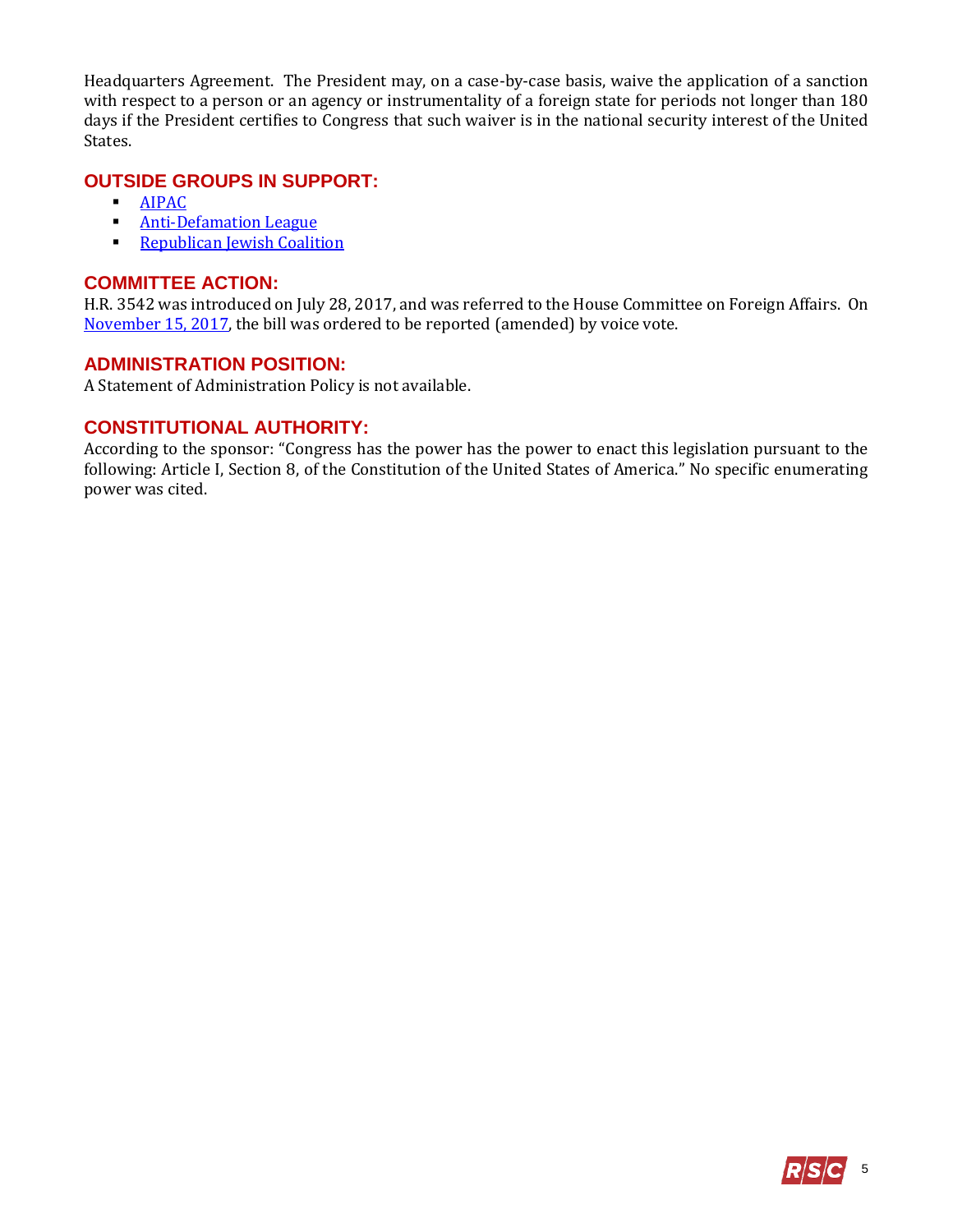Headquarters Agreement. The President may, on a case-by-case basis, waive the application of a sanction with respect to a person or an agency or instrumentality of a foreign state for periods not longer than 180 days if the President certifies to Congress that such waiver is in the national security interest of the United States.

## OUTSIDE GROUPS IN SUPPORT:

- AIPAC
- Anti-Defamation League
- Republican Jewish Coalition

## COMMITTEE ACTION:

H.R. 3542 was introduced on July 28, 2017, and was referred to the House Committee on Foreign Affairs. On November 15, 2017, the bill was ordered to be reported (amended) by voice vote.

## ADMINISTRATION POSITION:

A Statement of Administration Policy is not available.

## CONSTITUTIONAL AUTHORITY:

According to the sponsor: "Congress has the power has the power to enact this legislation pursuant to the following: Article I, Section 8, of the Constitution of the United States of America." No specific enumerating power was cited.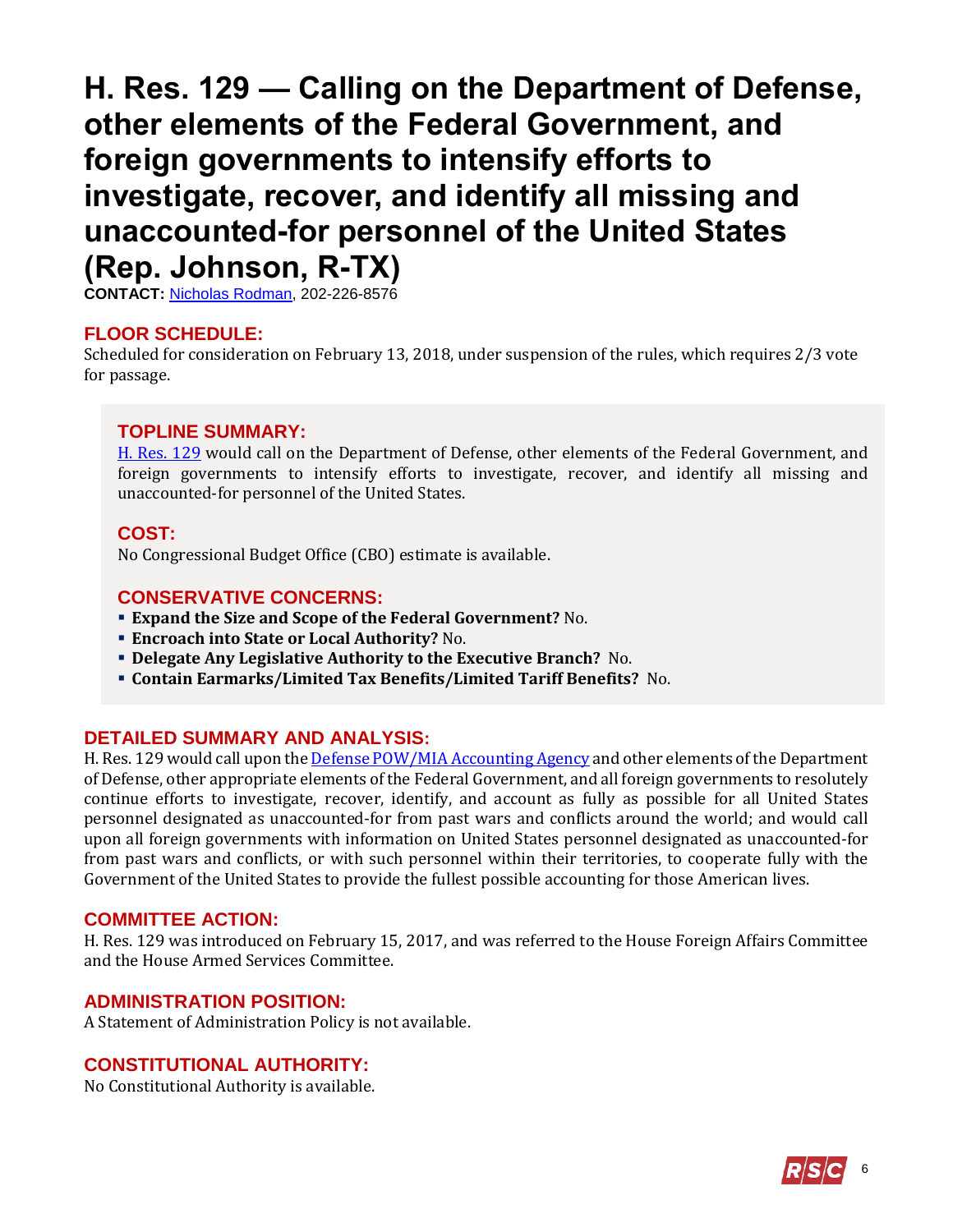# H. Res. 129 — Calling on the Department of Defense, other elements of the Federal Government, and foreign governments to intensify efforts to investigate, recover, and identify all missing and unaccounted-for personnel of the United States (Rep. Johnson, R-TX)

**CONTACT:** Nicholas Rodman, 202-226-8576

## FLOOR SCHEDULE:

Scheduled for consideration on February 13, 2018, under suspension of the rules, which requires 2/3 vote for passage.

## TOPLINE SUMMARY:

H. Res. 129 would call on the Department of Defense, other elements of the Federal Government, and foreign governments to intensify efforts to investigate, recover, and identify all missing and unaccounted-for personnel of the United States.

## COST:

No Congressional Budget Office (CBO) estimate is available.

## CONSERVATIVE CONCERNS:

- **Expand the Size and Scope of the Federal Government?** No.
- **Encroach into State or Local Authority?** No.
- **Delegate Any Legislative Authority to the Executive Branch?** No.
- **Contain Earmarks/Limited Tax Benefits/Limited Tariff Benefits?** No.

## DETAILED SUMMARY AND ANALYSIS:

H. Res. 129 would call upon the Defense POW/MIA Accounting Agency and other elements of the Department of Defense, other appropriate elements of the Federal Government, and all foreign governments to resolutely continue efforts to investigate, recover, identify, and account as fully as possible for all United States personnel designated as unaccounted-for from past wars and conflicts around the world; and would call upon all foreign governments with information on United States personnel designated as unaccounted-for from past wars and conflicts, or with such personnel within their territories, to cooperate fully with the Government of the United States to provide the fullest possible accounting for those American lives.

## COMMITTEE ACTION:

H. Res. 129 was introduced on February 15, 2017, and was referred to the House Foreign Affairs Committee and the House Armed Services Committee.

## ADMINISTRATION POSITION:

A Statement of Administration Policy is not available.

## CONSTITUTIONAL AUTHORITY:

No Constitutional Authority is available.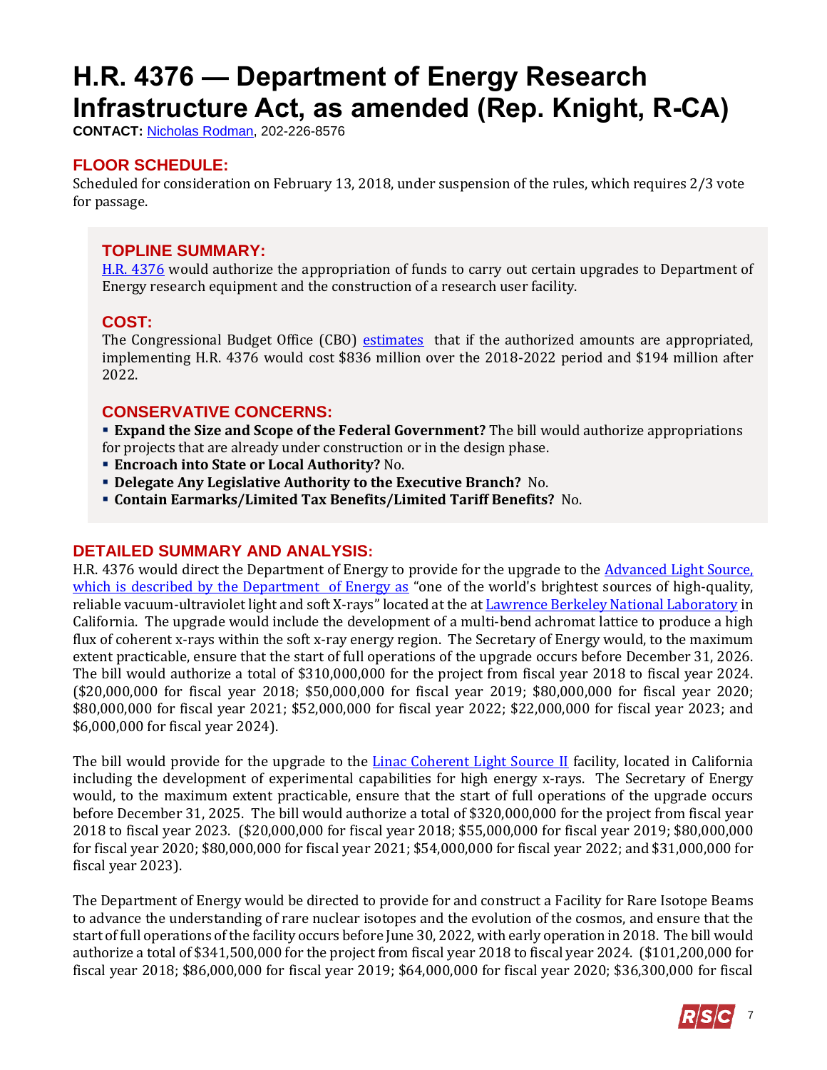# H.R. 4376 — Department of Energy Research Infrastructure Act, as amended (Rep. Knight, R-CA)

**CONTACT:** Nicholas Rodman, 202-226-8576

## FLOOR SCHEDULE:

Scheduled for consideration on February 13, 2018, under suspension of the rules, which requires 2/3 vote for passage.

## TOPLINE SUMMARY:

H.R. 4376 would authorize the appropriation of funds to carry out certain upgrades to Department of Energy research equipment and the construction of a research user facility.

## COST:

The Congressional Budget Office (CBO) estimates that if the authorized amounts are appropriated, implementing H.R. 4376 would cost $836 million over the 2018-2022 period and $194 million after 2022.

## CONSERVATIVE CONCERNS:

- **Expand the Size and Scope of the Federal Government?** The bill would authorize appropriations for projects that are already under construction or in the design phase.
- **Encroach into State or Local Authority?** No.
- **Delegate Any Legislative Authority to the Executive Branch?** No.
- **Contain Earmarks/Limited Tax Benefits/Limited Tariff Benefits?** No.

## DETAILED SUMMARY AND ANALYSIS:

H.R. 4376 would direct the Department of Energy to provide for the upgrade to the Advanced Light Source, which is described by the Department of Energy as "one of the world's brightest sources of high-quality, reliable vacuum-ultraviolet light and soft X-rays" located at the at Lawrence Berkeley National Laboratory in California. The upgrade would include the development of a multi-bend achromat lattice to produce a high flux of coherent x-rays within the soft x-ray energy region. The Secretary of Energy would, to the maximum extent practicable, ensure that the start of full operations of the upgrade occurs before December 31, 2026. The bill would authorize a total of $310,000,000 for the project from fiscal year 2018 to fiscal year 2024. ($20,000,000 for fiscal year 2018; $50,000,000 for fiscal year 2019; $80,000,000 for fiscal year 2020; $80,000,000 for fiscal year 2021; $52,000,000 for fiscal year 2022; $22,000,000 for fiscal year 2023; and $6,000,000 for fiscal year 2024).

The bill would provide for the upgrade to the Linac Coherent Light Source II facility, located in California including the development of experimental capabilities for high energy x-rays. The Secretary of Energy would, to the maximum extent practicable, ensure that the start of full operations of the upgrade occurs before December 31, 2025. The bill would authorize a total of $320,000,000 for the project from fiscal year 2018 to fiscal year 2023. ($20,000,000 for fiscal year 2018; $55,000,000 for fiscal year 2019; $80,000,000 for fiscal year 2020; $80,000,000 for fiscal year 2021; $54,000,000 for fiscal year 2022; and $31,000,000 for fiscal year 2023).

The Department of Energy would be directed to provide for and construct a Facility for Rare Isotope Beams to advance the understanding of rare nuclear isotopes and the evolution of the cosmos, and ensure that the start of full operations of the facility occurs before June 30, 2022, with early operation in 2018. The bill would authorize a total of $341,500,000 for the project from fiscal year 2018 to fiscal year 2024. ($101,200,000 for fiscal year 2018; $86,000,000 for fiscal year 2019; $64,000,000 for fiscal year 2020; $36,300,000 for fiscal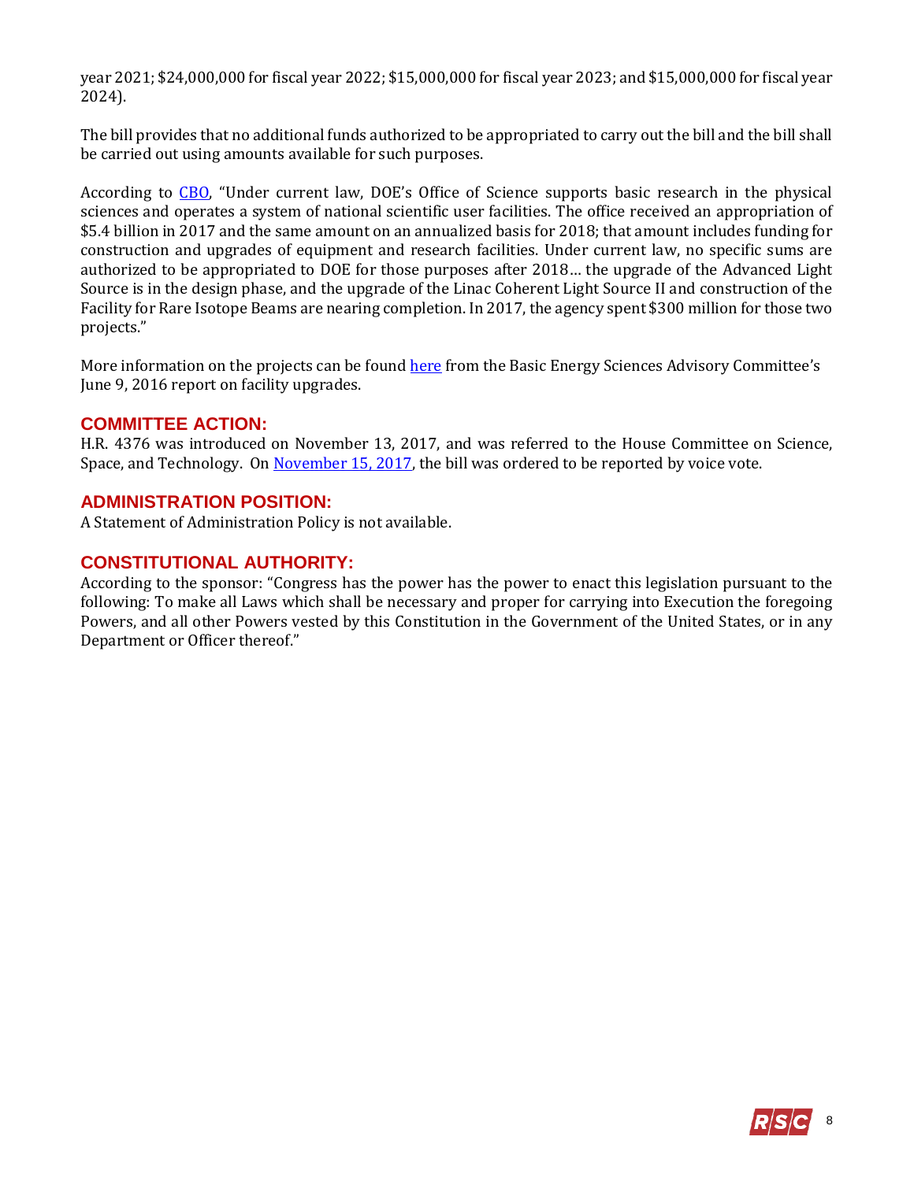year 2021; $24,000,000 for fiscal year 2022; $15,000,000 for fiscal year 2023; and $15,000,000 for fiscal year 2024).

The bill provides that no additional funds authorized to be appropriated to carry out the bill and the bill shall be carried out using amounts available for such purposes.

According to CBO, "Under current law, DOE's Office of Science supports basic research in the physical sciences and operates a system of national scientific user facilities. The office received an appropriation of $5.4 billion in 2017 and the same amount on an annualized basis for 2018; that amount includes funding for construction and upgrades of equipment and research facilities. Under current law, no specific sums are authorized to be appropriated to DOE for those purposes after 2018… the upgrade of the Advanced Light Source is in the design phase, and the upgrade of the Linac Coherent Light Source II and construction of the Facility for Rare Isotope Beams are nearing completion. In 2017, the agency spent $300 million for those two projects."

More information on the projects can be found here from the Basic Energy Sciences Advisory Committee's June 9, 2016 report on facility upgrades.

## COMMITTEE ACTION:

H.R. 4376 was introduced on November 13, 2017, and was referred to the House Committee on Science, Space, and Technology. On November 15, 2017, the bill was ordered to be reported by voice vote.

## ADMINISTRATION POSITION:

A Statement of Administration Policy is not available.

## CONSTITUTIONAL AUTHORITY:

According to the sponsor: "Congress has the power has the power to enact this legislation pursuant to the following: To make all Laws which shall be necessary and proper for carrying into Execution the foregoing Powers, and all other Powers vested by this Constitution in the Government of the United States, or in any Department or Officer thereof."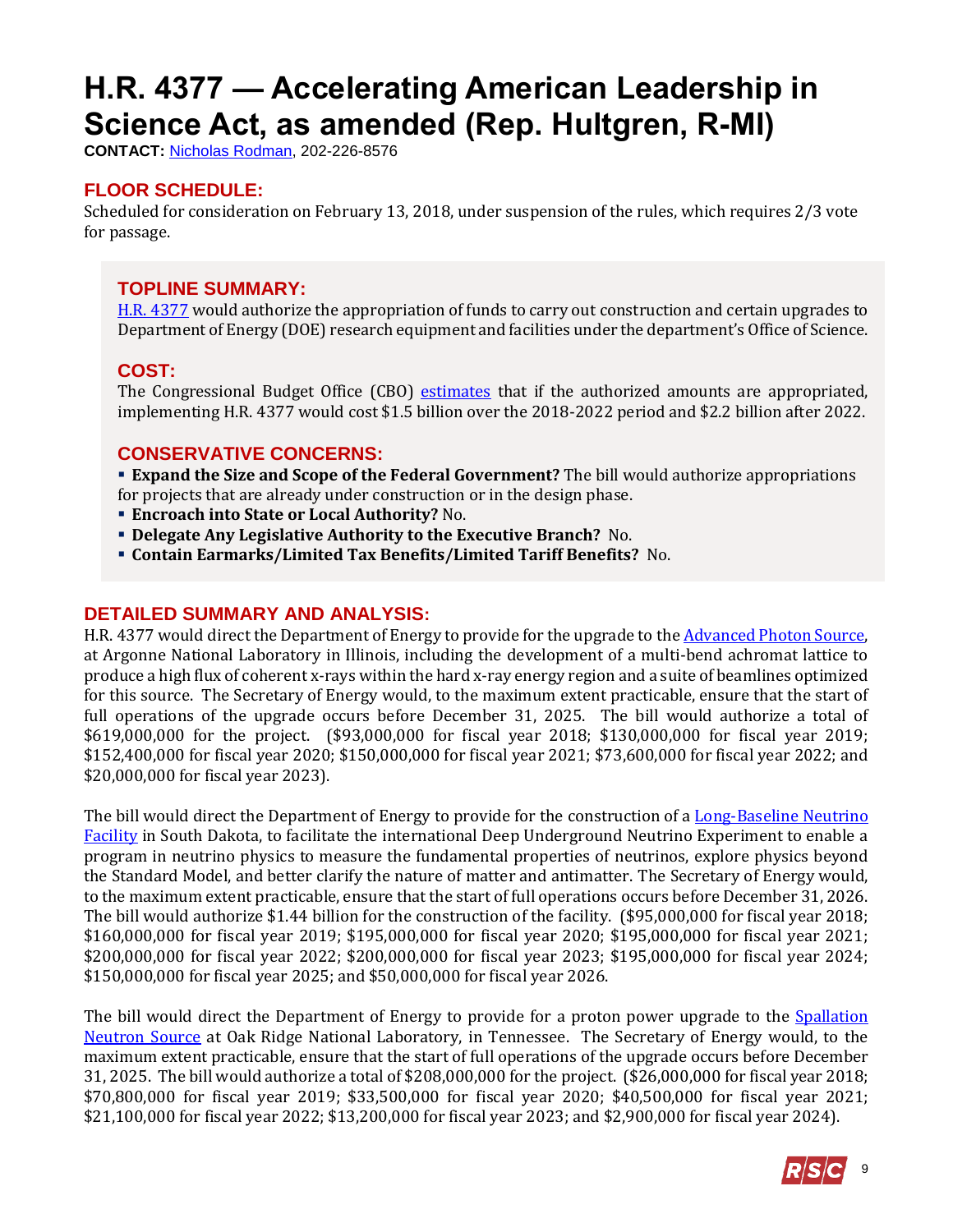# H.R. 4377 — Accelerating American Leadership in Science Act, as amended (Rep. Hultgren, R-MI)

**CONTACT:** Nicholas Rodman, 202-226-8576

## FLOOR SCHEDULE:

Scheduled for consideration on February 13, 2018, under suspension of the rules, which requires 2/3 vote for passage.

## TOPLINE SUMMARY:

H.R. 4377 would authorize the appropriation of funds to carry out construction and certain upgrades to Department of Energy (DOE) research equipment and facilities under the department's Office of Science.

## COST:

The Congressional Budget Office (CBO) estimates that if the authorized amounts are appropriated, implementing H.R. 4377 would cost $1.5 billion over the 2018-2022 period and $2.2 billion after 2022.

## CONSERVATIVE CONCERNS:

- **Expand the Size and Scope of the Federal Government?** The bill would authorize appropriations for projects that are already under construction or in the design phase.
- **Encroach into State or Local Authority?** No.
- **Delegate Any Legislative Authority to the Executive Branch?** No.
- **Contain Earmarks/Limited Tax Benefits/Limited Tariff Benefits?** No.

## DETAILED SUMMARY AND ANALYSIS:

H.R. 4377 would direct the Department of Energy to provide for the upgrade to the Advanced Photon Source, at Argonne National Laboratory in Illinois, including the development of a multi-bend achromat lattice to produce a high flux of coherent x-rays within the hard x-ray energy region and a suite of beamlines optimized for this source. The Secretary of Energy would, to the maximum extent practicable, ensure that the start of full operations of the upgrade occurs before December 31, 2025. The bill would authorize a total of $619,000,000 for the project. ($93,000,000 for fiscal year 2018; $130,000,000 for fiscal year 2019; $152,400,000 for fiscal year 2020; $150,000,000 for fiscal year 2021; $73,600,000 for fiscal year 2022; and $20,000,000 for fiscal year 2023).

The bill would direct the Department of Energy to provide for the construction of a Long-Baseline Neutrino Facility in South Dakota, to facilitate the international Deep Underground Neutrino Experiment to enable a program in neutrino physics to measure the fundamental properties of neutrinos, explore physics beyond the Standard Model, and better clarify the nature of matter and antimatter. The Secretary of Energy would, to the maximum extent practicable, ensure that the start of full operations occurs before December 31, 2026. The bill would authorize $1.44 billion for the construction of the facility. ($95,000,000 for fiscal year 2018; $160,000,000 for fiscal year 2019; $195,000,000 for fiscal year 2020; $195,000,000 for fiscal year 2021; $200,000,000 for fiscal year 2022; $200,000,000 for fiscal year 2023; $195,000,000 for fiscal year 2024; $150,000,000 for fiscal year 2025; and $50,000,000 for fiscal year 2026.

The bill would direct the Department of Energy to provide for a proton power upgrade to the Spallation Neutron Source at Oak Ridge National Laboratory, in Tennessee. The Secretary of Energy would, to the maximum extent practicable, ensure that the start of full operations of the upgrade occurs before December 31, 2025. The bill would authorize a total of $208,000,000 for the project. ($26,000,000 for fiscal year 2018; $70,800,000 for fiscal year 2019; $33,500,000 for fiscal year 2020; $40,500,000 for fiscal year 2021; $21,100,000 for fiscal year 2022; $13,200,000 for fiscal year 2023; and $2,900,000 for fiscal year 2024).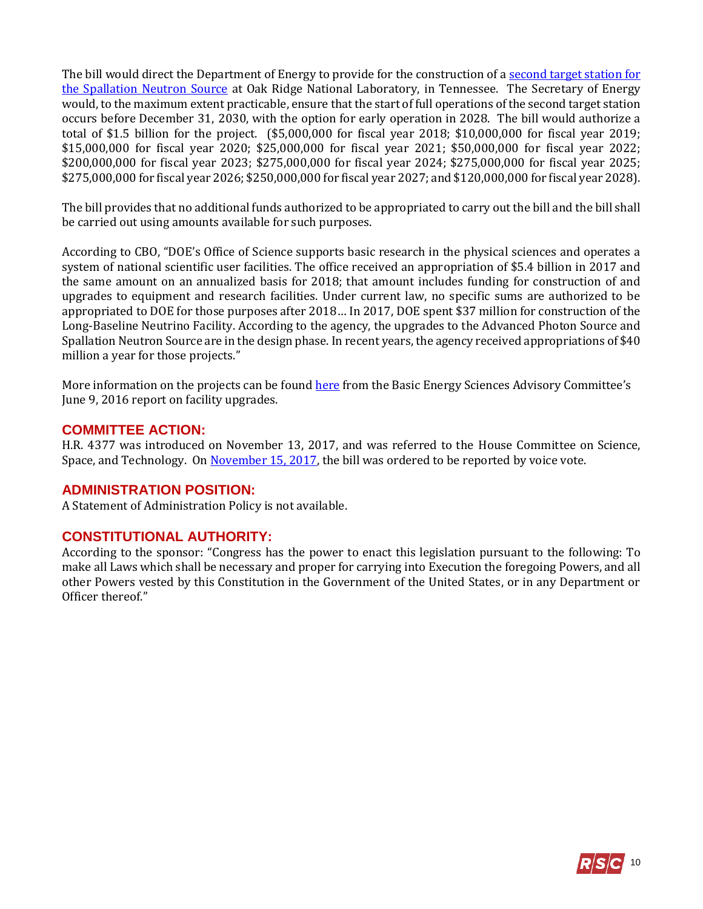The bill would direct the Department of Energy to provide for the construction of a second target station for the Spallation Neutron Source at Oak Ridge National Laboratory, in Tennessee. The Secretary of Energy would, to the maximum extent practicable, ensure that the start of full operations of the second target station occurs before December 31, 2030, with the option for early operation in 2028. The bill would authorize a total of $1.5 billion for the project. ($5,000,000 for fiscal year 2018; $10,000,000 for fiscal year 2019; $15,000,000 for fiscal year 2020; $25,000,000 for fiscal year 2021; $50,000,000 for fiscal year 2022; $200,000,000 for fiscal year 2023; $275,000,000 for fiscal year 2024; $275,000,000 for fiscal year 2025; $275,000,000 for fiscal year 2026; $250,000,000 for fiscal year 2027; and $120,000,000 for fiscal year 2028).

The bill provides that no additional funds authorized to be appropriated to carry out the bill and the bill shall be carried out using amounts available for such purposes.

According to CBO, "DOE's Office of Science supports basic research in the physical sciences and operates a system of national scientific user facilities. The office received an appropriation of $5.4 billion in 2017 and the same amount on an annualized basis for 2018; that amount includes funding for construction of and upgrades to equipment and research facilities. Under current law, no specific sums are authorized to be appropriated to DOE for those purposes after 2018… In 2017, DOE spent $37 million for construction of the Long-Baseline Neutrino Facility. According to the agency, the upgrades to the Advanced Photon Source and Spallation Neutron Source are in the design phase. In recent years, the agency received appropriations of $40 million a year for those projects."

More information on the projects can be found here from the Basic Energy Sciences Advisory Committee's June 9, 2016 report on facility upgrades.

## COMMITTEE ACTION:

H.R. 4377 was introduced on November 13, 2017, and was referred to the House Committee on Science, Space, and Technology. On November 15, 2017, the bill was ordered to be reported by voice vote.

## ADMINISTRATION POSITION:

A Statement of Administration Policy is not available.

## CONSTITUTIONAL AUTHORITY:

According to the sponsor: "Congress has the power to enact this legislation pursuant to the following: To make all Laws which shall be necessary and proper for carrying into Execution the foregoing Powers, and all other Powers vested by this Constitution in the Government of the United States, or in any Department or Officer thereof."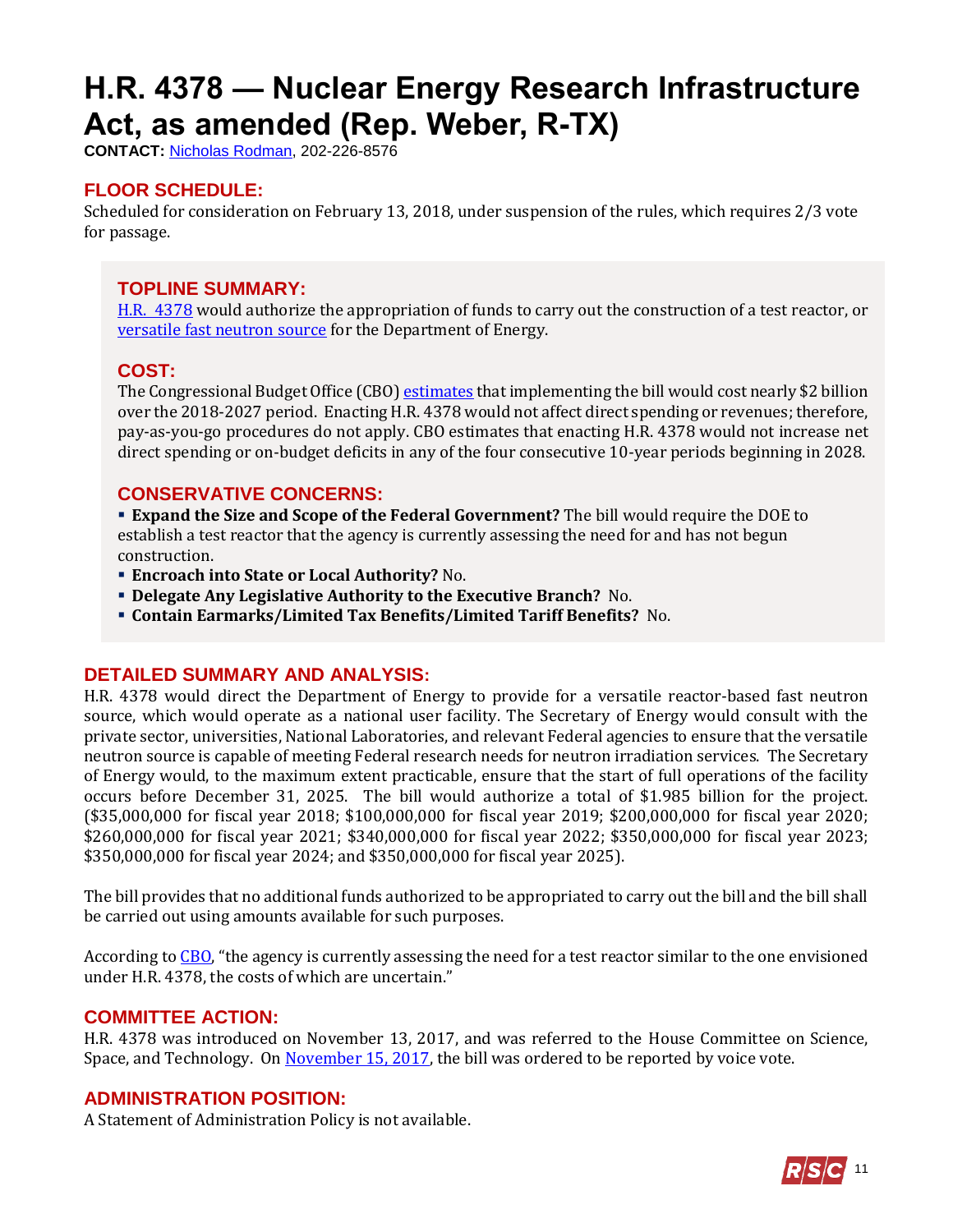# H.R. 4378 — Nuclear Energy Research Infrastructure Act, as amended (Rep. Weber, R-TX)

**CONTACT:** Nicholas Rodman, 202-226-8576

## FLOOR SCHEDULE:

Scheduled for consideration on February 13, 2018, under suspension of the rules, which requires 2/3 vote for passage.

## TOPLINE SUMMARY:

H.R. 4378 would authorize the appropriation of funds to carry out the construction of a test reactor, or versatile fast neutron source for the Department of Energy.

## COST:

The Congressional Budget Office (CBO) estimates that implementing the bill would cost nearly $2 billion over the 2018-2027 period. Enacting H.R. 4378 would not affect direct spending or revenues; therefore, pay-as-you-go procedures do not apply. CBO estimates that enacting H.R. 4378 would not increase net direct spending or on-budget deficits in any of the four consecutive 10-year periods beginning in 2028.

## CONSERVATIVE CONCERNS:

- **Expand the Size and Scope of the Federal Government?** The bill would require the DOE to establish a test reactor that the agency is currently assessing the need for and has not begun construction.
- **Encroach into State or Local Authority?** No.
- **Delegate Any Legislative Authority to the Executive Branch?** No.
- **Contain Earmarks/Limited Tax Benefits/Limited Tariff Benefits?** No.

## DETAILED SUMMARY AND ANALYSIS:

H.R. 4378 would direct the Department of Energy to provide for a versatile reactor-based fast neutron source, which would operate as a national user facility. The Secretary of Energy would consult with the private sector, universities, National Laboratories, and relevant Federal agencies to ensure that the versatile neutron source is capable of meeting Federal research needs for neutron irradiation services. The Secretary of Energy would, to the maximum extent practicable, ensure that the start of full operations of the facility occurs before December 31, 2025. The bill would authorize a total of $1.985 billion for the project. ($35,000,000 for fiscal year 2018; $100,000,000 for fiscal year 2019; $200,000,000 for fiscal year 2020; $260,000,000 for fiscal year 2021; $340,000,000 for fiscal year 2022; $350,000,000 for fiscal year 2023; $350,000,000 for fiscal year 2024; and $350,000,000 for fiscal year 2025).

The bill provides that no additional funds authorized to be appropriated to carry out the bill and the bill shall be carried out using amounts available for such purposes.

According to CBO, "the agency is currently assessing the need for a test reactor similar to the one envisioned under H.R. 4378, the costs of which are uncertain."

## COMMITTEE ACTION:

H.R. 4378 was introduced on November 13, 2017, and was referred to the House Committee on Science, Space, and Technology. On November 15, 2017, the bill was ordered to be reported by voice vote.

## ADMINISTRATION POSITION:

A Statement of Administration Policy is not available.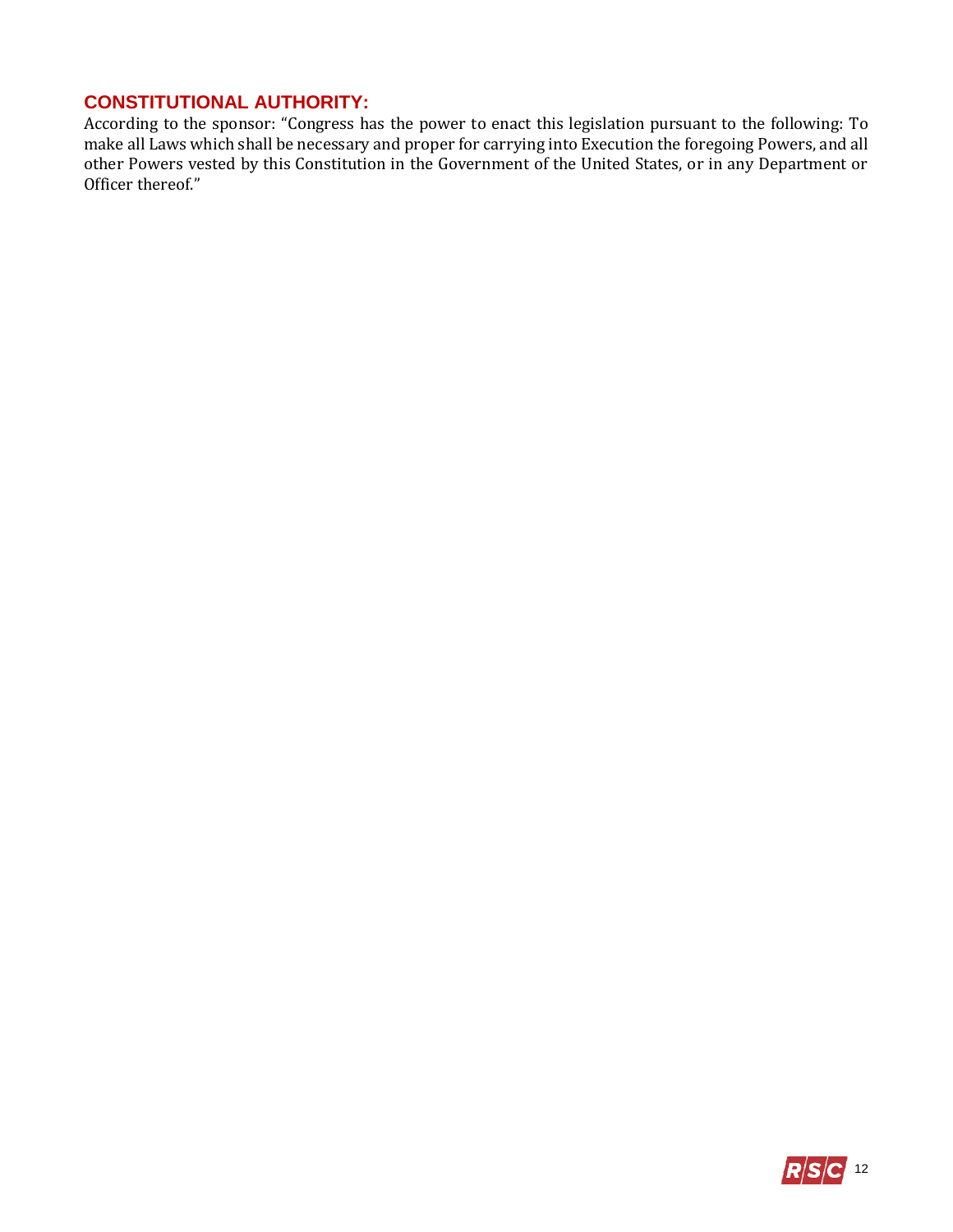## CONSTITUTIONAL AUTHORITY:

According to the sponsor: "Congress has the power to enact this legislation pursuant to the following: To make all Laws which shall be necessary and proper for carrying into Execution the foregoing Powers, and all other Powers vested by this Constitution in the Government of the United States, or in any Department or Officer thereof."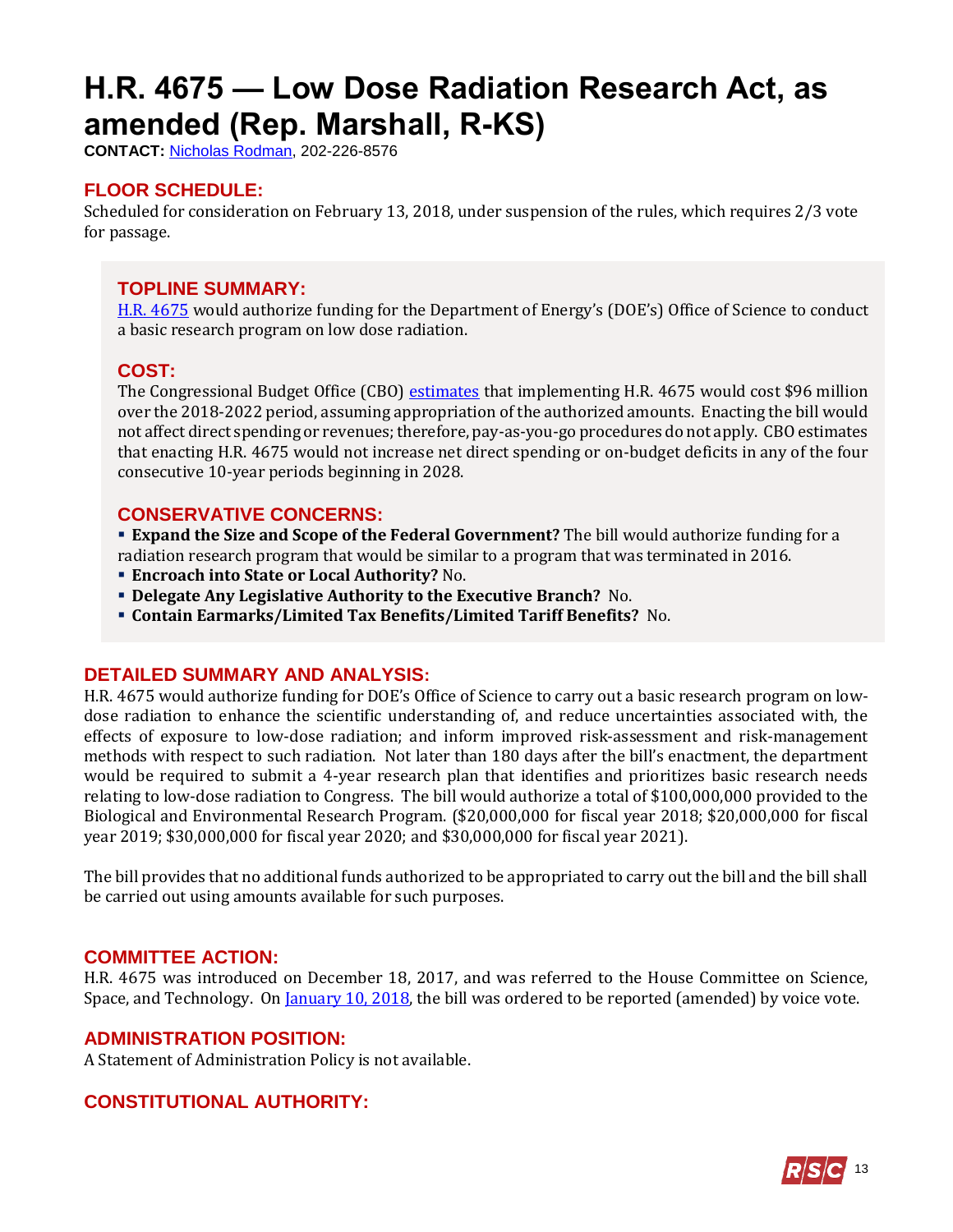# H.R. 4675 — Low Dose Radiation Research Act, as amended (Rep. Marshall, R-KS)

**CONTACT:** Nicholas Rodman, 202-226-8576

## FLOOR SCHEDULE:

Scheduled for consideration on February 13, 2018, under suspension of the rules, which requires 2/3 vote for passage.

## TOPLINE SUMMARY:

H.R. 4675 would authorize funding for the Department of Energy's (DOE's) Office of Science to conduct a basic research program on low dose radiation.

## COST:

The Congressional Budget Office (CBO) estimates that implementing H.R. 4675 would cost $96 million over the 2018-2022 period, assuming appropriation of the authorized amounts. Enacting the bill would not affect direct spending or revenues; therefore, pay-as-you-go procedures do not apply. CBO estimates that enacting H.R. 4675 would not increase net direct spending or on-budget deficits in any of the four consecutive 10-year periods beginning in 2028.

## CONSERVATIVE CONCERNS:

- **Expand the Size and Scope of the Federal Government?** The bill would authorize funding for a radiation research program that would be similar to a program that was terminated in 2016.
- **Encroach into State or Local Authority?** No.
- **Delegate Any Legislative Authority to the Executive Branch?** No.
- **Contain Earmarks/Limited Tax Benefits/Limited Tariff Benefits?** No.

## DETAILED SUMMARY AND ANALYSIS:

H.R. 4675 would authorize funding for DOE's Office of Science to carry out a basic research program on low-dose radiation to enhance the scientific understanding of, and reduce uncertainties associated with, the effects of exposure to low-dose radiation; and inform improved risk-assessment and risk-management methods with respect to such radiation. Not later than 180 days after the bill's enactment, the department would be required to submit a 4-year research plan that identifies and prioritizes basic research needs relating to low-dose radiation to Congress. The bill would authorize a total of $100,000,000 provided to the Biological and Environmental Research Program. ($20,000,000 for fiscal year 2018; $20,000,000 for fiscal year 2019; $30,000,000 for fiscal year 2020; and $30,000,000 for fiscal year 2021).

The bill provides that no additional funds authorized to be appropriated to carry out the bill and the bill shall be carried out using amounts available for such purposes.

## COMMITTEE ACTION:

H.R. 4675 was introduced on December 18, 2017, and was referred to the House Committee on Science, Space, and Technology. On January 10, 2018, the bill was ordered to be reported (amended) by voice vote.

## ADMINISTRATION POSITION:

A Statement of Administration Policy is not available.

## CONSTITUTIONAL AUTHORITY: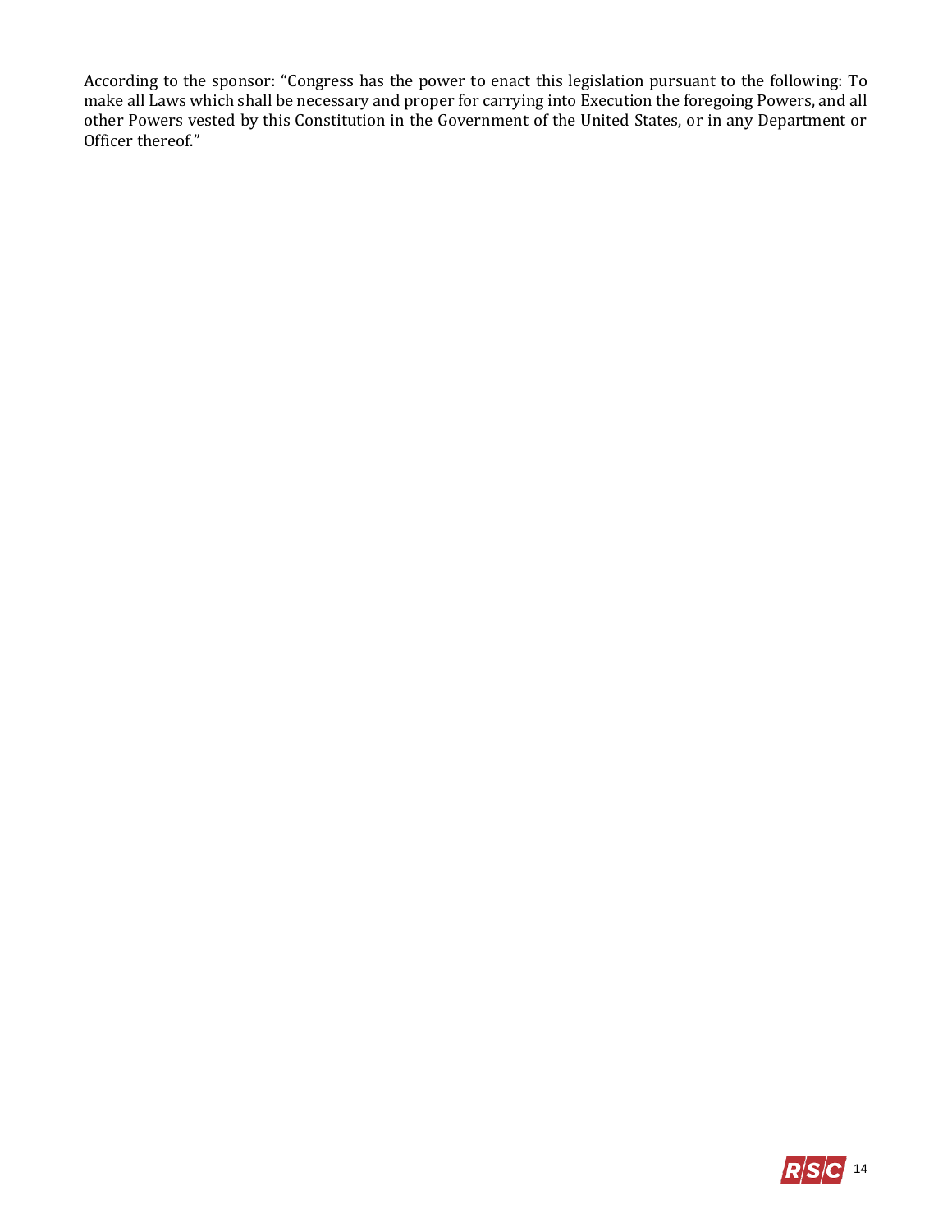According to the sponsor: "Congress has the power to enact this legislation pursuant to the following: To make all Laws which shall be necessary and proper for carrying into Execution the foregoing Powers, and all other Powers vested by this Constitution in the Government of the United States, or in any Department or Officer thereof."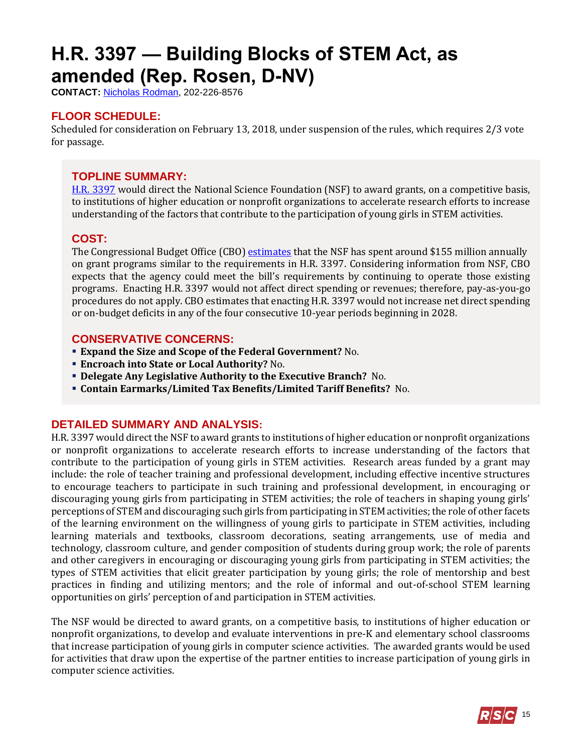# H.R. 3397 — Building Blocks of STEM Act, as amended (Rep. Rosen, D-NV)

**CONTACT:** Nicholas Rodman, 202-226-8576

## FLOOR SCHEDULE:

Scheduled for consideration on February 13, 2018, under suspension of the rules, which requires 2/3 vote for passage.

## TOPLINE SUMMARY:

H.R. 3397 would direct the National Science Foundation (NSF) to award grants, on a competitive basis, to institutions of higher education or nonprofit organizations to accelerate research efforts to increase understanding of the factors that contribute to the participation of young girls in STEM activities.

## COST:

The Congressional Budget Office (CBO) estimates that the NSF has spent around $155 million annually on grant programs similar to the requirements in H.R. 3397. Considering information from NSF, CBO expects that the agency could meet the bill's requirements by continuing to operate those existing programs. Enacting H.R. 3397 would not affect direct spending or revenues; therefore, pay-as-you-go procedures do not apply. CBO estimates that enacting H.R. 3397 would not increase net direct spending or on-budget deficits in any of the four consecutive 10-year periods beginning in 2028.

## CONSERVATIVE CONCERNS:

- **Expand the Size and Scope of the Federal Government?** No.
- **Encroach into State or Local Authority?** No.
- **Delegate Any Legislative Authority to the Executive Branch?** No.
- **Contain Earmarks/Limited Tax Benefits/Limited Tariff Benefits?** No.

## DETAILED SUMMARY AND ANALYSIS:

H.R. 3397 would direct the NSF to award grants to institutions of higher education or nonprofit organizations or nonprofit organizations to accelerate research efforts to increase understanding of the factors that contribute to the participation of young girls in STEM activities. Research areas funded by a grant may include: the role of teacher training and professional development, including effective incentive structures to encourage teachers to participate in such training and professional development, in encouraging or discouraging young girls from participating in STEM activities; the role of teachers in shaping young girls' perceptions of STEM and discouraging such girls from participating in STEM activities; the role of other facets of the learning environment on the willingness of young girls to participate in STEM activities, including learning materials and textbooks, classroom decorations, seating arrangements, use of media and technology, classroom culture, and gender composition of students during group work; the role of parents and other caregivers in encouraging or discouraging young girls from participating in STEM activities; the types of STEM activities that elicit greater participation by young girls; the role of mentorship and best practices in finding and utilizing mentors; and the role of informal and out-of-school STEM learning opportunities on girls' perception of and participation in STEM activities.

The NSF would be directed to award grants, on a competitive basis, to institutions of higher education or nonprofit organizations, to develop and evaluate interventions in pre-K and elementary school classrooms that increase participation of young girls in computer science activities. The awarded grants would be used for activities that draw upon the expertise of the partner entities to increase participation of young girls in computer science activities.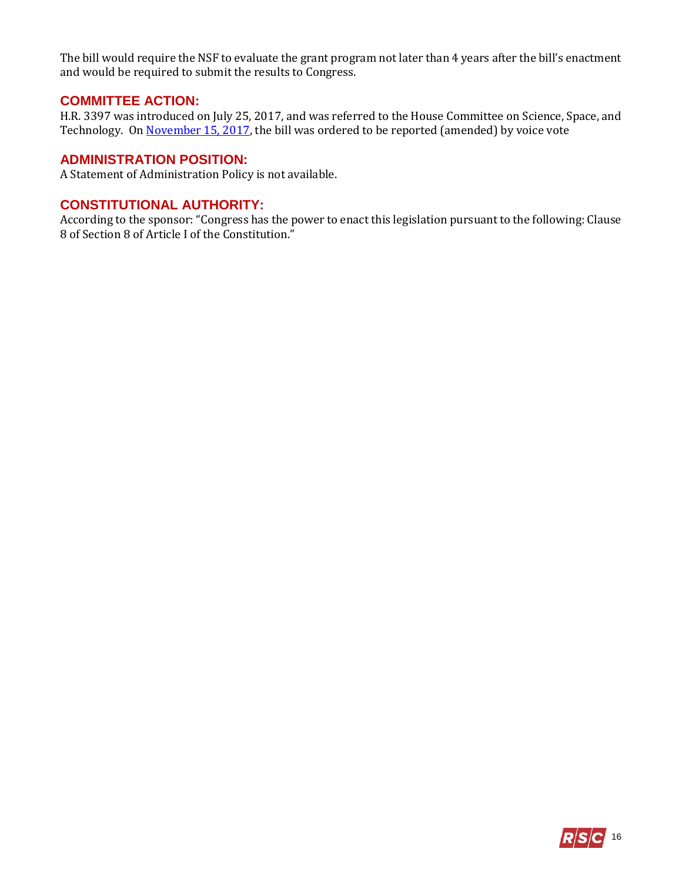The bill would require the NSF to evaluate the grant program not later than 4 years after the bill's enactment and would be required to submit the results to Congress.

## COMMITTEE ACTION:

H.R. 3397 was introduced on July 25, 2017, and was referred to the House Committee on Science, Space, and Technology. On [November 15, 2017](), the bill was ordered to be reported (amended) by voice vote

## ADMINISTRATION POSITION:

A Statement of Administration Policy is not available.

## CONSTITUTIONAL AUTHORITY:

According to the sponsor: "Congress has the power to enact this legislation pursuant to the following: Clause 8 of Section 8 of Article I of the Constitution."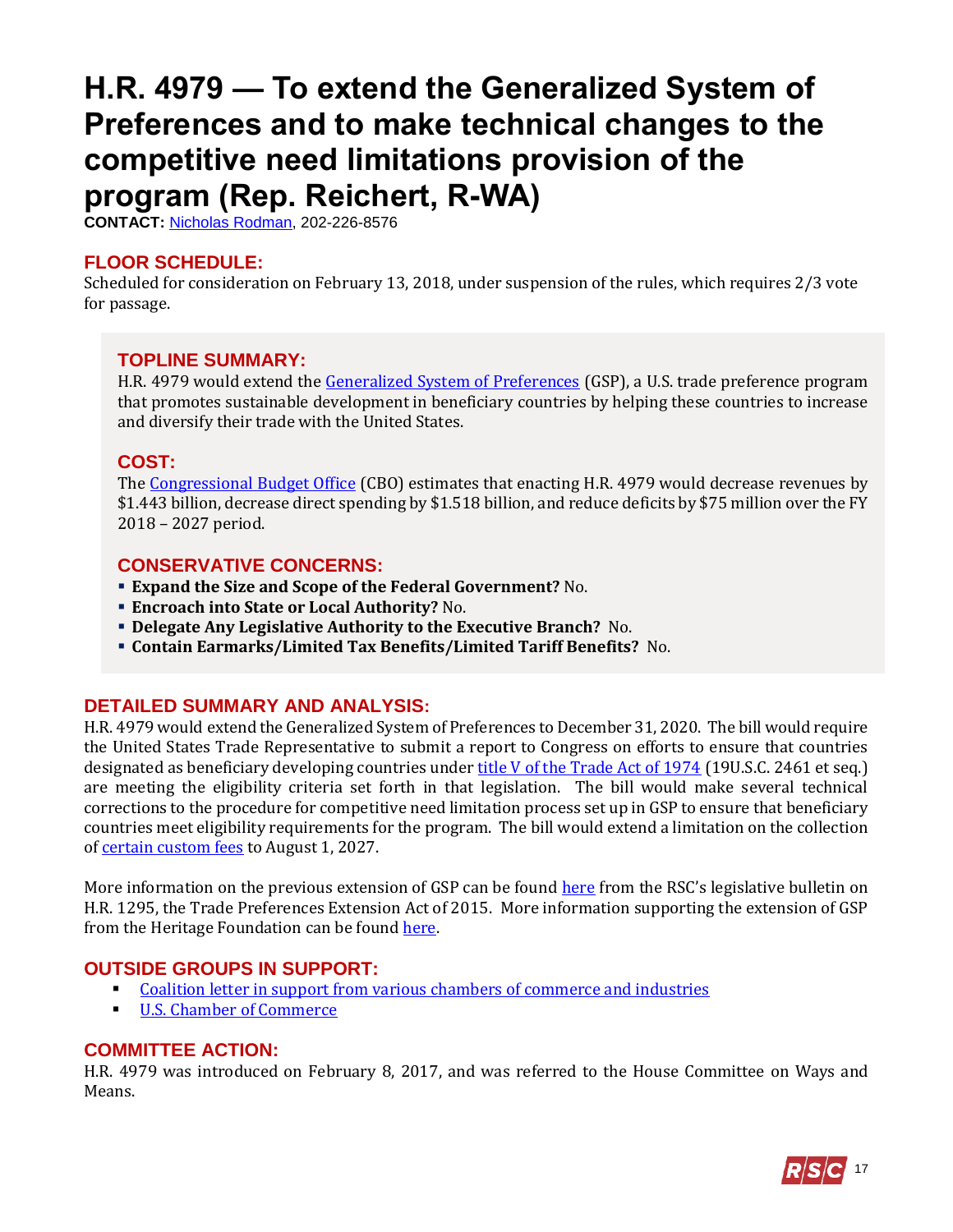# H.R. 4979 — To extend the Generalized System of Preferences and to make technical changes to the competitive need limitations provision of the program (Rep. Reichert, R-WA)

**CONTACT:** Nicholas Rodman, 202-226-8576

## FLOOR SCHEDULE:

Scheduled for consideration on February 13, 2018, under suspension of the rules, which requires 2/3 vote for passage.

## TOPLINE SUMMARY:

H.R. 4979 would extend the Generalized System of Preferences (GSP), a U.S. trade preference program that promotes sustainable development in beneficiary countries by helping these countries to increase and diversify their trade with the United States.

## COST:

The Congressional Budget Office (CBO) estimates that enacting H.R. 4979 would decrease revenues by $1.443 billion, decrease direct spending by $1.518 billion, and reduce deficits by $75 million over the FY 2018 – 2027 period.

## CONSERVATIVE CONCERNS:

- **Expand the Size and Scope of the Federal Government?** No.
- **Encroach into State or Local Authority?** No.
- **Delegate Any Legislative Authority to the Executive Branch?** No.
- **Contain Earmarks/Limited Tax Benefits/Limited Tariff Benefits?** No.

## DETAILED SUMMARY AND ANALYSIS:

H.R. 4979 would extend the Generalized System of Preferences to December 31, 2020. The bill would require the United States Trade Representative to submit a report to Congress on efforts to ensure that countries designated as beneficiary developing countries under title V of the Trade Act of 1974 (19U.S.C. 2461 et seq.) are meeting the eligibility criteria set forth in that legislation. The bill would make several technical corrections to the procedure for competitive need limitation process set up in GSP to ensure that beneficiary countries meet eligibility requirements for the program. The bill would extend a limitation on the collection of certain custom fees to August 1, 2027.

More information on the previous extension of GSP can be found here from the RSC's legislative bulletin on H.R. 1295, the Trade Preferences Extension Act of 2015. More information supporting the extension of GSP from the Heritage Foundation can be found here.

## OUTSIDE GROUPS IN SUPPORT:

- Coalition letter in support from various chambers of commerce and industries
- U.S. Chamber of Commerce

## COMMITTEE ACTION:

H.R. 4979 was introduced on February 8, 2017, and was referred to the House Committee on Ways and Means.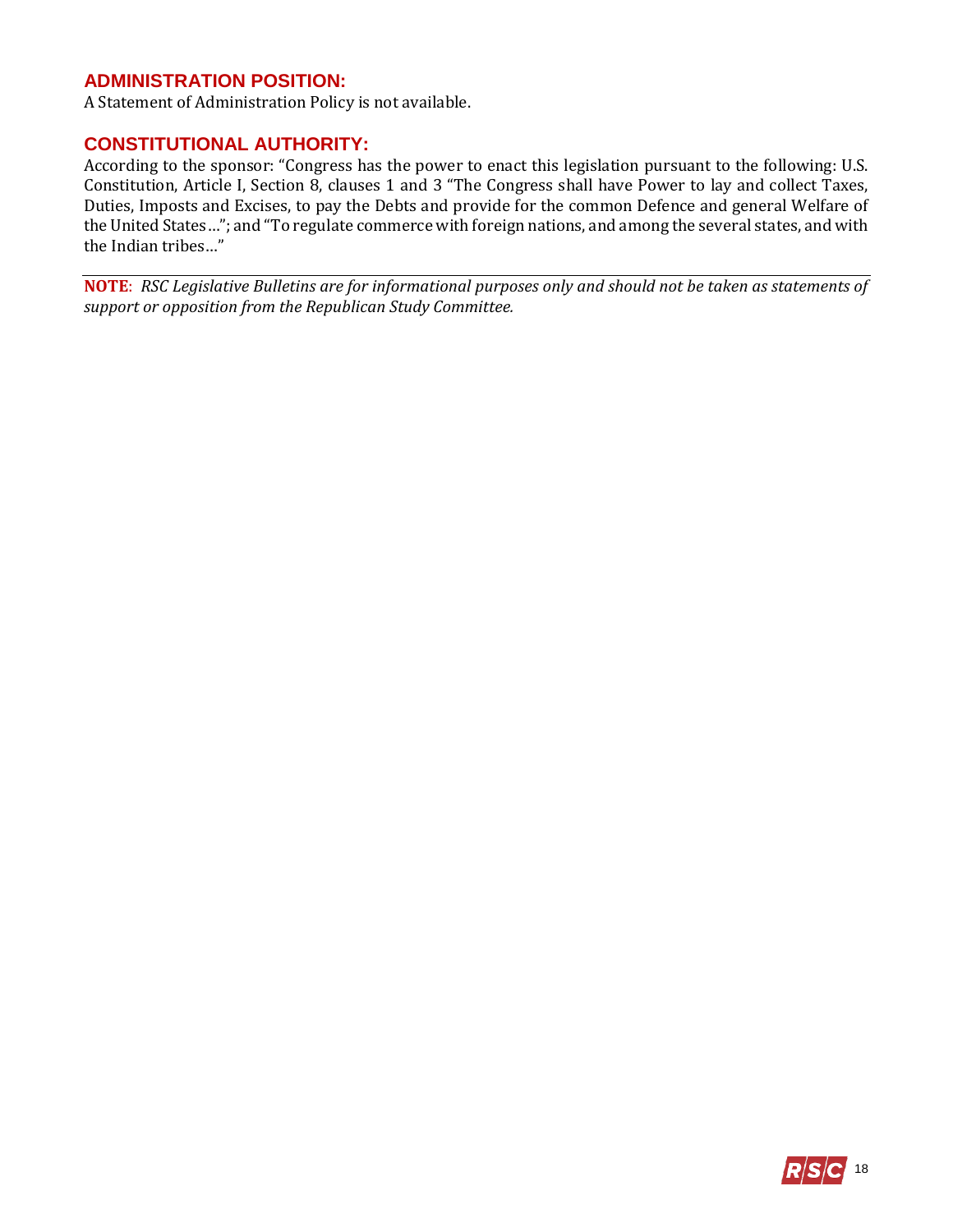## ADMINISTRATION POSITION:

A Statement of Administration Policy is not available.

## CONSTITUTIONAL AUTHORITY:

According to the sponsor: "Congress has the power to enact this legislation pursuant to the following: U.S. Constitution, Article I, Section 8, clauses 1 and 3 "The Congress shall have Power to lay and collect Taxes, Duties, Imposts and Excises, to pay the Debts and provide for the common Defence and general Welfare of the United States…"; and "To regulate commerce with foreign nations, and among the several states, and with the Indian tribes…"

---

**NOTE**: *RSC Legislative Bulletins are for informational purposes only and should not be taken as statements of support or opposition from the Republican Study Committee.*